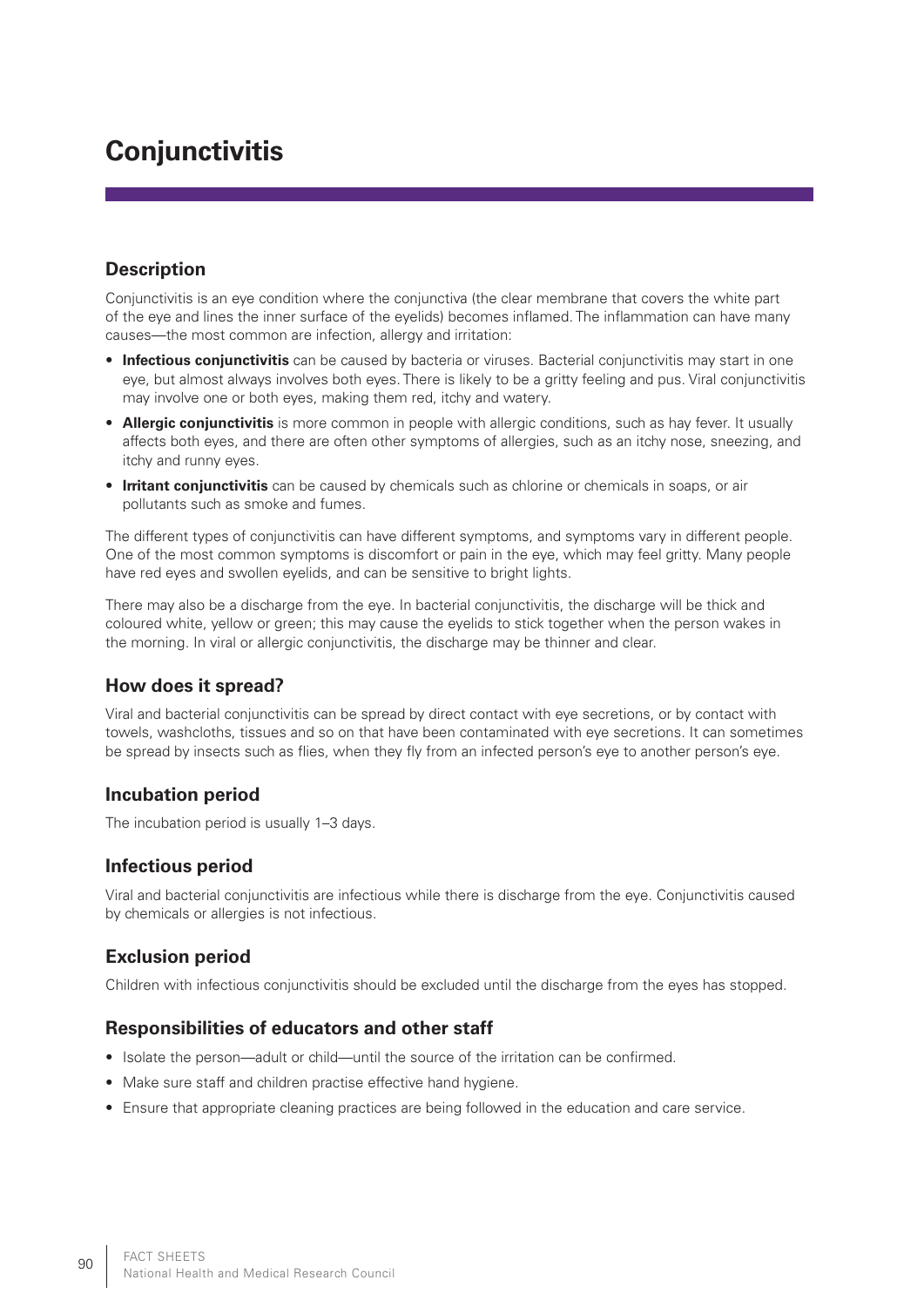# Conjunctivitis

## Description

Conjunctivitis is an eye condition where the conjunctiva (the clear membrane that covers the white part of the eye and lines the inner surface of the eyelids) becomes inflamed. The inflammation can have many causes—the most common are infection, allergy and irritation:

- **Infectious conjunctivitis** can be caused by bacteria or viruses. Bacterial conjunctivitis may start in one eye, but almost always involves both eyes. There is likely to be a gritty feeling and pus. Viral conjunctivitis may involve one or both eyes, making them red, itchy and watery.
- **Allergic conjunctivitis** is more common in people with allergic conditions, such as hay fever. It usually affects both eyes, and there are often other symptoms of allergies, such as an itchy nose, sneezing, and itchy and runny eyes.
- **Irritant conjunctivitis** can be caused by chemicals such as chlorine or chemicals in soaps, or air pollutants such as smoke and fumes.

The different types of conjunctivitis can have different symptoms, and symptoms vary in different people. One of the most common symptoms is discomfort or pain in the eye, which may feel gritty. Many people have red eyes and swollen eyelids, and can be sensitive to bright lights.

There may also be a discharge from the eye. In bacterial conjunctivitis, the discharge will be thick and coloured white, yellow or green; this may cause the eyelids to stick together when the person wakes in the morning. In viral or allergic conjunctivitis, the discharge may be thinner and clear.

## How does it spread?

Viral and bacterial conjunctivitis can be spread by direct contact with eye secretions, or by contact with towels, washcloths, tissues and so on that have been contaminated with eye secretions. It can sometimes be spread by insects such as flies, when they fly from an infected person's eye to another person's eye.

## Incubation period

The incubation period is usually 1–3 days.

## Infectious period

Viral and bacterial conjunctivitis are infectious while there is discharge from the eye. Conjunctivitis caused by chemicals or allergies is not infectious.

## Exclusion period

Children with infectious conjunctivitis should be excluded until the discharge from the eyes has stopped.

## Responsibilities of educators and other staff

- Isolate the person—adult or child—until the source of the irritation can be confirmed.
- Make sure staff and children practise effective hand hygiene.
- Ensure that appropriate cleaning practices are being followed in the education and care service.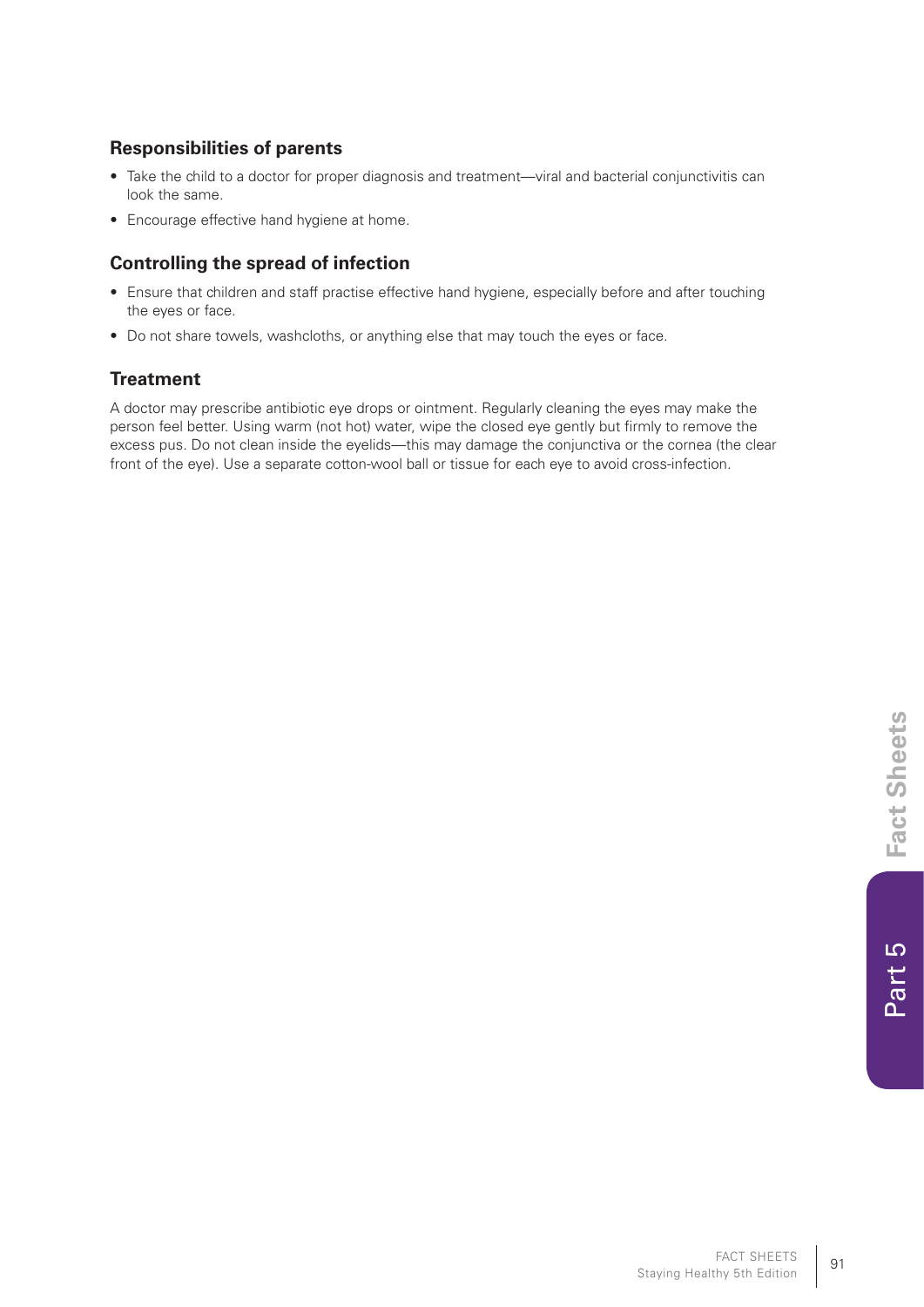### Responsibilities of parents

- Take the child to a doctor for proper diagnosis and treatment—viral and bacterial conjunctivitis can look the same.
- Encourage effective hand hygiene at home.

### Controlling the spread of infection

- Ensure that children and staff practise effective hand hygiene, especially before and after touching the eyes or face.
- Do not share towels, washcloths, or anything else that may touch the eyes or face.

### Treatment

A doctor may prescribe antibiotic eye drops or ointment. Regularly cleaning the eyes may make the person feel better. Using warm (not hot) water, wipe the closed eye gently but firmly to remove the excess pus. Do not clean inside the eyelids—this may damage the conjunctiva or the cornea (the clear front of the eye). Use a separate cotton-wool ball or tissue for each eye to avoid cross-infection.